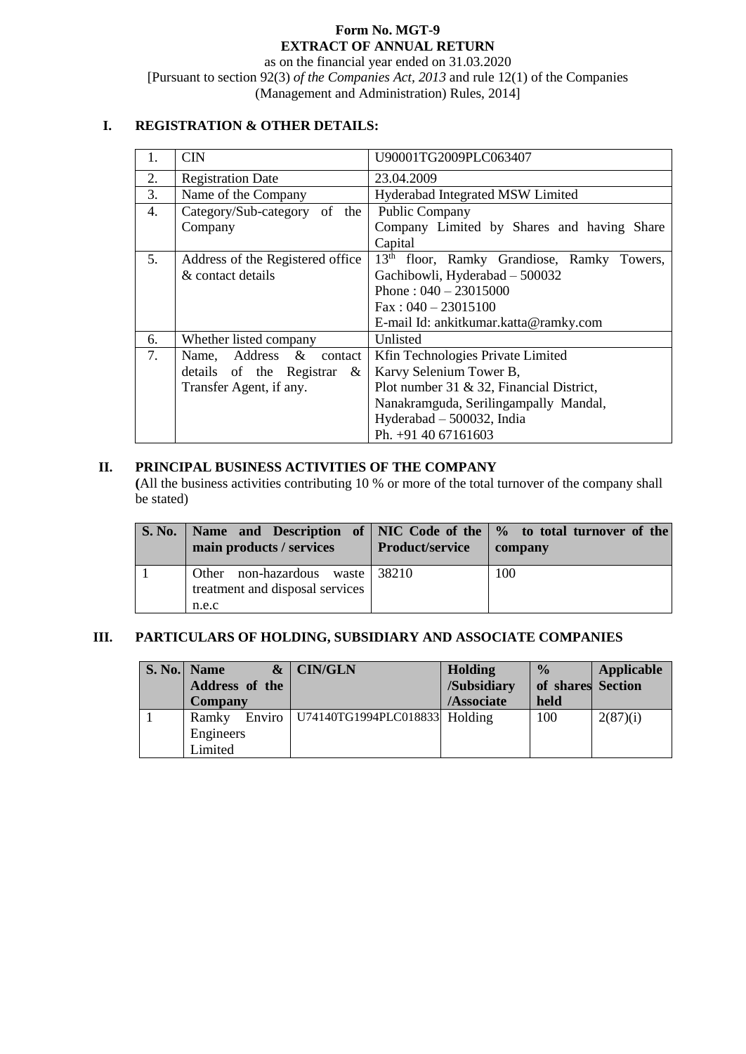# Form No. MGT-9
# EXTRACT OF ANNUAL RETURN

as on the financial year ended on 31.03.2020

[Pursuant to section 92(3) *of the Companies Act, 2013* and rule 12(1) of the Companies (Management and Administration) Rules, 2014]

## I. REGISTRATION & OTHER DETAILS:

| | | |
|---|---|---|
| 1. | CIN | U90001TG2009PLC063407 |
| 2. | Registration Date | 23.04.2009 |
| 3. | Name of the Company | Hyderabad Integrated MSW Limited |
| 4. | Category/Sub-category of the Company | Public Company<br>Company Limited by Shares and having Share Capital |
| 5. | Address of the Registered office & contact details | 13th floor, Ramky Grandiose, Ramky Towers, Gachibowli, Hyderabad – 500032<br>Phone : 040 – 23015000<br>Fax : 040 – 23015100<br>E-mail Id: ankitkumar.katta@ramky.com |
| 6. | Whether listed company | Unlisted |
| 7. | Name, Address & contact details of the Registrar & Transfer Agent, if any. | Kfin Technologies Private Limited<br>Karvy Selenium Tower B,<br>Plot number 31 & 32, Financial District,<br>Nanakramguda, Serilingampally Mandal,<br>Hyderabad – 500032, India<br>Ph. +91 40 67161603 |

## II. PRINCIPAL BUSINESS ACTIVITIES OF THE COMPANY

(All the business activities contributing 10 % or more of the total turnover of the company shall be stated)

| S. No. | Name and Description of main products / services | NIC Code of the Product/service | % to total turnover of the company |
|---|---|---|---|
| 1 | Other non-hazardous waste treatment and disposal services n.e.c | 38210 | 100 |

## III. PARTICULARS OF HOLDING, SUBSIDIARY AND ASSOCIATE COMPANIES

| S. No. | Name & Address of the Company | CIN/GLN | Holding /Subsidiary /Associate | % of shares held | Applicable Section |
|---|---|---|---|---|---|
| 1 | Ramky Enviro Engineers Limited | U74140TG1994PLC018833 | Holding | 100 | 2(87)(i) |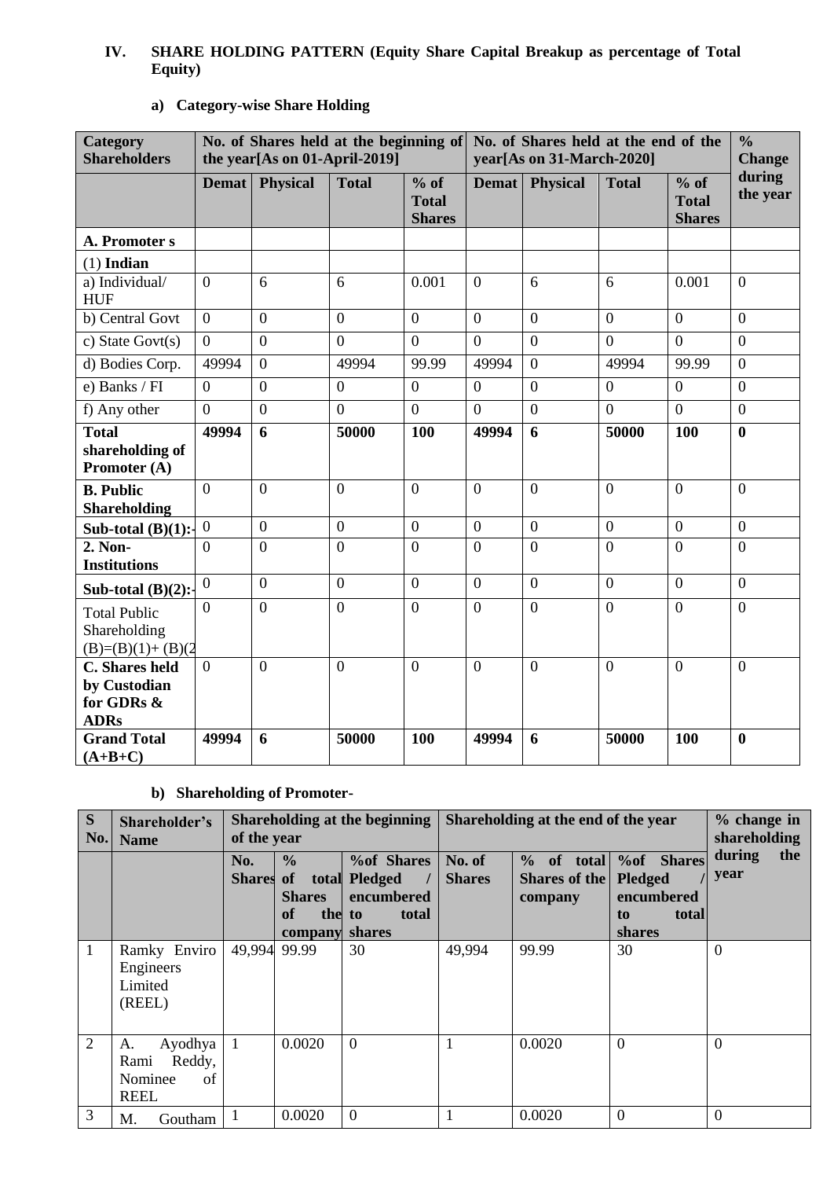## IV. SHARE HOLDING PATTERN (Equity Share Capital Breakup as percentage of Total Equity)

### a) Category-wise Share Holding

| Category Shareholders | No. of Shares held at the beginning of the year[As on 01-April-2019] | | | | No. of Shares held at the end of the year[As on 31-March-2020] | | | | % Change during the year |
|---|---|---|---|---|---|---|---|---|---|
| | Demat | Physical | Total | % of Total Shares | Demat | Physical | Total | % of Total Shares | |
| **A. Promoter s** | | | | | | | | | |
| (1) **Indian** | | | | | | | | | |
| a) Individual/ HUF | 0 | 6 | 6 | 0.001 | 0 | 6 | 6 | 0.001 | 0 |
| b) Central Govt | 0 | 0 | 0 | 0 | 0 | 0 | 0 | 0 | 0 |
| c) State Govt(s) | 0 | 0 | 0 | 0 | 0 | 0 | 0 | 0 | 0 |
| d) Bodies Corp. | 49994 | 0 | 49994 | 99.99 | 49994 | 0 | 49994 | 99.99 | 0 |
| e) Banks / FI | 0 | 0 | 0 | 0 | 0 | 0 | 0 | 0 | 0 |
| f) Any other | 0 | 0 | 0 | 0 | 0 | 0 | 0 | 0 | 0 |
| **Total shareholding of Promoter (A)** | **49994** | **6** | **50000** | **100** | **49994** | **6** | **50000** | **100** | **0** |
| **B. Public Shareholding** | 0 | 0 | 0 | 0 | 0 | 0 | 0 | 0 | 0 |
| **Sub-total (B)(1):-** | 0 | 0 | 0 | 0 | 0 | 0 | 0 | 0 | 0 |
| **2. Non-Institutions** | 0 | 0 | 0 | 0 | 0 | 0 | 0 | 0 | 0 |
| **Sub-total (B)(2):-** | 0 | 0 | 0 | 0 | 0 | 0 | 0 | 0 | 0 |
| Total Public Shareholding (B)=(B)(1)+ (B)(2) | 0 | 0 | 0 | 0 | 0 | 0 | 0 | 0 | 0 |
| **C. Shares held by Custodian for GDRs & ADRs** | 0 | 0 | 0 | 0 | 0 | 0 | 0 | 0 | 0 |
| **Grand Total (A+B+C)** | **49994** | **6** | **50000** | **100** | **49994** | **6** | **50000** | **100** | **0** |

### b) Shareholding of Promoter-

| S No. | Shareholder's Name | Shareholding at the beginning of the year | | | Shareholding at the end of the year | | | % change in shareholding during the year |
|---|---|---|---|---|---|---|---|---|
| | | No. Shares | % of total Shares of the company | %of Shares Pledged / encumbered to total shares | No. of Shares | % of total Shares of the company | %of Shares Pledged / encumbered to total shares | |
| 1 | Ramky Enviro Engineers Limited (REEL) | 49,994 | 99.99 | 30 | 49,994 | 99.99 | 30 | 0 |
| 2 | A. Ayodhya Rami Reddy, Nominee of REEL | 1 | 0.0020 | 0 | 1 | 0.0020 | 0 | 0 |
| 3 | M. Goutham | 1 | 0.0020 | 0 | 1 | 0.0020 | 0 | 0 |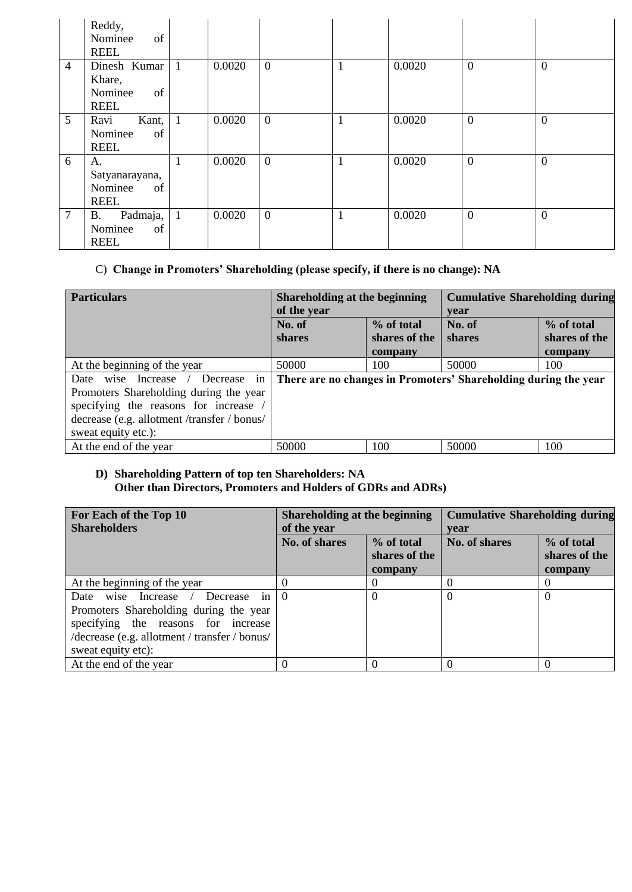|   |   |   |   |   |   |   |   |   |
|---|---|---|---|---|---|---|---|---|
|   | Reddy, Nominee of REEL |   |   |   |   |   |   |   |
| 4 | Dinesh Kumar Khare, Nominee of REEL | 1 | 0.0020 | 0 | 1 | 0.0020 | 0 | 0 |
| 5 | Ravi Kant, Nominee of REEL | 1 | 0.0020 | 0 | 1 | 0.0020 | 0 | 0 |
| 6 | A. Satyanarayana, Nominee of REEL | 1 | 0.0020 | 0 | 1 | 0.0020 | 0 | 0 |
| 7 | B. Padmaja, Nominee of REEL | 1 | 0.0020 | 0 | 1 | 0.0020 | 0 | 0 |

C) **Change in Promoters' Shareholding (please specify, if there is no change): NA**

| **Particulars** | **Shareholding at the beginning of the year** | | **Cumulative Shareholding during year** | |
|---|---|---|---|---|
| | **No. of shares** | **% of total shares of the company** | **No. of shares** | **% of total shares of the company** |
| At the beginning of the year | 50000 | 100 | 50000 | 100 |
| Date wise Increase / Decrease in Promoters Shareholding during the year specifying the reasons for increase / decrease (e.g. allotment /transfer / bonus/ sweat equity etc.): | **There are no changes in Promoters' Shareholding during the year** | | | |
| At the end of the year | 50000 | 100 | 50000 | 100 |

**D) Shareholding Pattern of top ten Shareholders: NA**
**Other than Directors, Promoters and Holders of GDRs and ADRs)**

| **For Each of the Top 10 Shareholders** | **Shareholding at the beginning of the year** | | **Cumulative Shareholding during year** | |
|---|---|---|---|---|
| | **No. of shares** | **% of total shares of the company** | **No. of shares** | **% of total shares of the company** |
| At the beginning of the year | 0 | 0 | 0 | 0 |
| Date wise Increase / Decrease in Promoters Shareholding during the year specifying the reasons for increase /decrease (e.g. allotment / transfer / bonus/ sweat equity etc): | 0 | 0 | 0 | 0 |
| At the end of the year | 0 | 0 | 0 | 0 |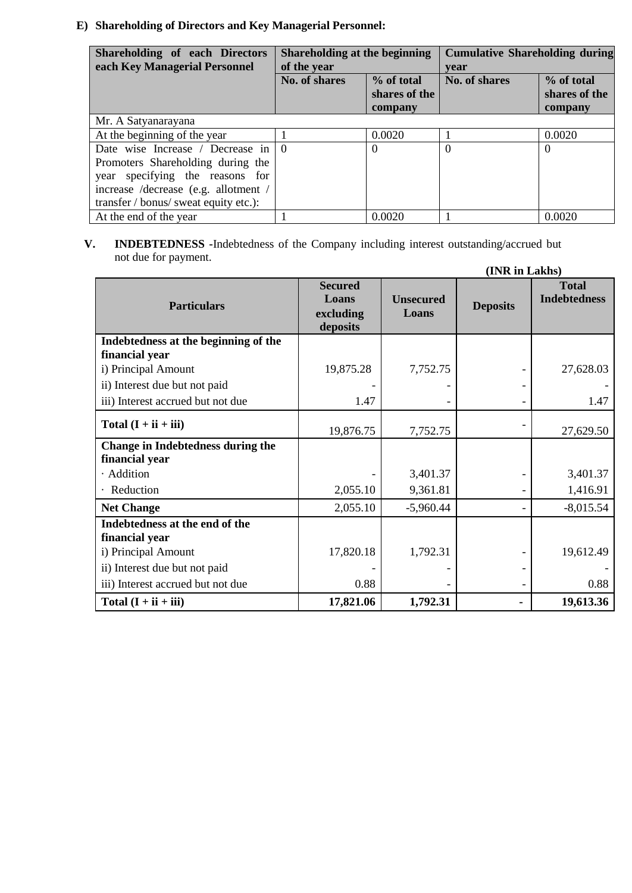**E) Shareholding of Directors and Key Managerial Personnel:**

| Shareholding of each Directors each Key Managerial Personnel | Shareholding at the beginning of the year | | Cumulative Shareholding during year | |
|---|---|---|---|---|
| | No. of shares | % of total shares of the company | No. of shares | % of total shares of the company |
| Mr. A Satyanarayana | | | | |
| At the beginning of the year | 1 | 0.0020 | 1 | 0.0020 |
| Date wise Increase / Decrease in Promoters Shareholding during the year specifying the reasons for increase /decrease (e.g. allotment / transfer / bonus/ sweat equity etc.): | 0 | 0 | 0 | 0 |
| At the end of the year | 1 | 0.0020 | 1 | 0.0020 |

**V. INDEBTEDNESS** -Indebtedness of the Company including interest outstanding/accrued but not due for payment.

**(INR in Lakhs)**

| Particulars | Secured Loans excluding deposits | Unsecured Loans | Deposits | Total Indebtedness |
|---|---|---|---|---|
| **Indebtedness at the beginning of the financial year** | | | | |
| i) Principal Amount | 19,875.28 | 7,752.75 | - | 27,628.03 |
| ii) Interest due but not paid | - | - | - | - |
| iii) Interest accrued but not due | 1.47 | - | - | 1.47 |
| **Total (I + ii + iii)** | 19,876.75 | 7,752.75 | - | 27,629.50 |
| **Change in Indebtedness during the financial year** | | | | |
| · Addition | - | 3,401.37 | - | 3,401.37 |
| · Reduction | 2,055.10 | 9,361.81 | - | 1,416.91 |
| **Net Change** | 2,055.10 | -5,960.44 | - | -8,015.54 |
| **Indebtedness at the end of the financial year** | | | | |
| i) Principal Amount | 17,820.18 | 1,792.31 | - | 19,612.49 |
| ii) Interest due but not paid | - | - | - | - |
| iii) Interest accrued but not due | 0.88 | - | - | 0.88 |
| **Total (I + ii + iii)** | **17,821.06** | **1,792.31** | **-** | **19,613.36** |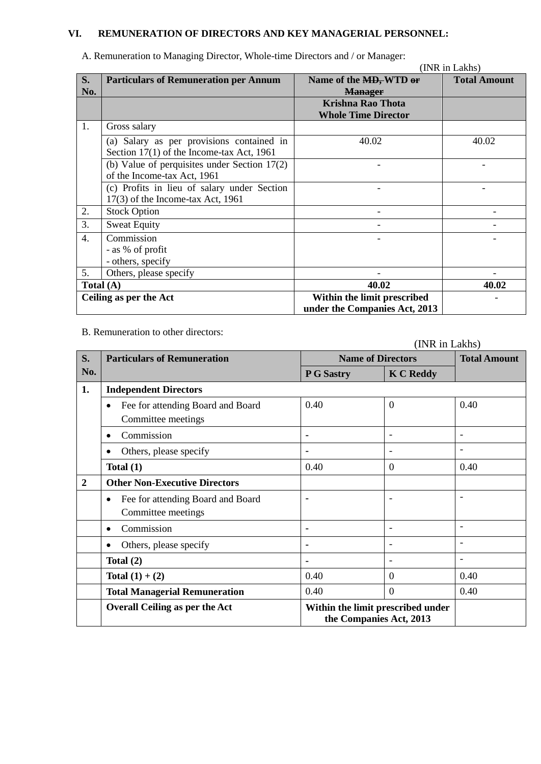### VI. REMUNERATION OF DIRECTORS AND KEY MANAGERIAL PERSONNEL:

A. Remuneration to Managing Director, Whole-time Directors and / or Manager:

(INR in Lakhs)

| S. No. | Particulars of Remuneration per Annum | Name of the ~~MD,~~ WTD ~~or Manager~~ | Total Amount |
|---|---|---|---|
| | | **Krishna Rao Thota Whole Time Director** | |
| 1. | Gross salary | | |
| | (a) Salary as per provisions contained in Section 17(1) of the Income-tax Act, 1961 | 40.02 | 40.02 |
| | (b) Value of perquisites under Section 17(2) of the Income-tax Act, 1961 | - | - |
| | (c) Profits in lieu of salary under Section 17(3) of the Income-tax Act, 1961 | - | - |
| 2. | Stock Option | - | - |
| 3. | Sweat Equity | - | - |
| 4. | Commission<br>- as % of profit<br>- others, specify | - | - |
| 5. | Others, please specify | - | - |
| **Total (A)** | | **40.02** | **40.02** |
| **Ceiling as per the Act** | | **Within the limit prescribed under the Companies Act, 2013** | - |

B. Remuneration to other directors:

(INR in Lakhs)

| S. No. | Particulars of Remuneration | Name of Directors | | Total Amount |
|---|---|---|---|---|
| | | **P G Sastry** | **K C Reddy** | |
| **1.** | **Independent Directors** | | | |
| | • Fee for attending Board and Board Committee meetings | 0.40 | 0 | 0.40 |
| | • Commission | - | - | - |
| | • Others, please specify | - | - | - |
| | **Total (1)** | 0.40 | 0 | 0.40 |
| **2** | **Other Non-Executive Directors** | | | |
| | • Fee for attending Board and Board Committee meetings | - | - | - |
| | • Commission | - | - | - |
| | • Others, please specify | - | - | - |
| | **Total (2)** | - | - | - |
| | **Total (1) + (2)** | 0.40 | 0 | 0.40 |
| | **Total Managerial Remuneration** | 0.40 | 0 | 0.40 |
| | **Overall Ceiling as per the Act** | **Within the limit prescribed under the Companies Act, 2013** | | |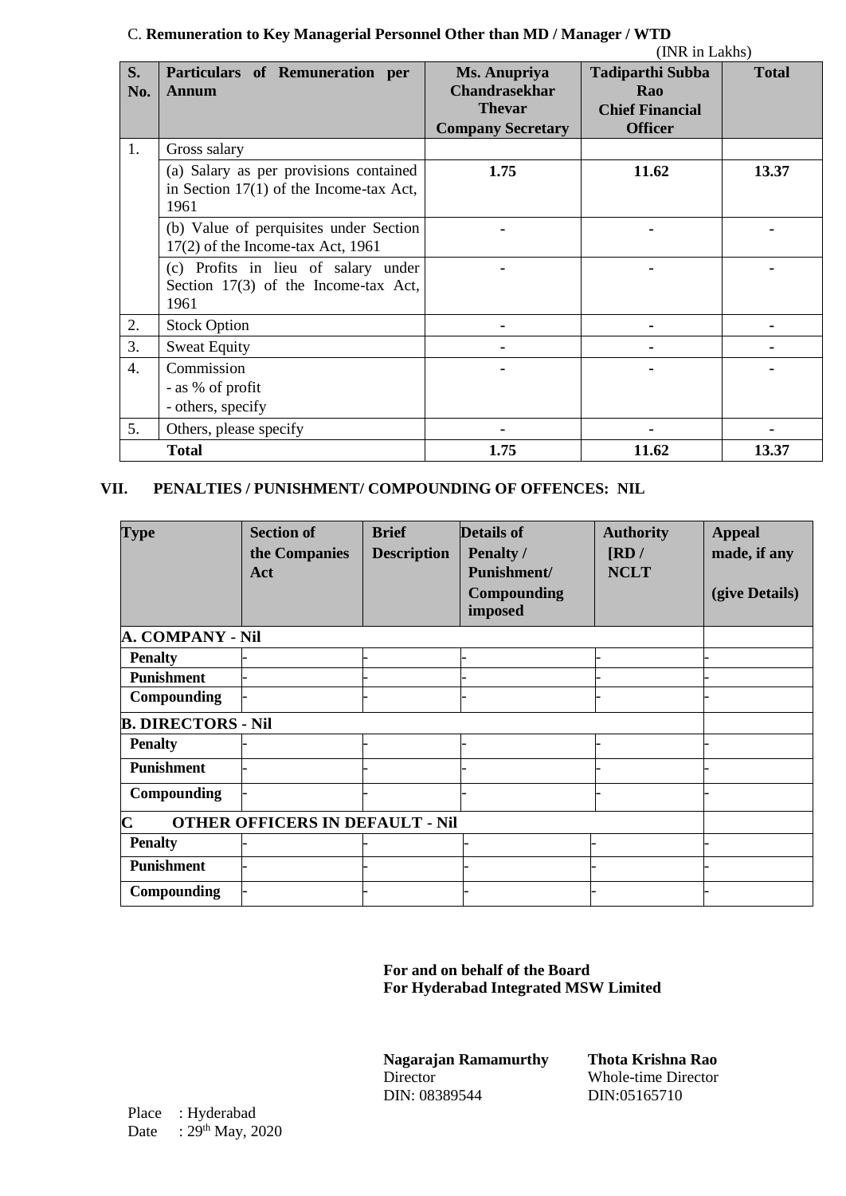C. **Remuneration to Key Managerial Personnel Other than MD / Manager / WTD**

(INR in Lakhs)

| S. No. | Particulars of Remuneration per Annum | Ms. Anupriya Chandrasekhar Thevar Company Secretary | Tadiparthi Subba Rao Chief Financial Officer | Total |
|---|---|---|---|---|
| 1. | Gross salary | | | |
| | (a) Salary as per provisions contained in Section 17(1) of the Income-tax Act, 1961 | **1.75** | **11.62** | **13.37** |
| | (b) Value of perquisites under Section 17(2) of the Income-tax Act, 1961 | - | - | - |
| | (c) Profits in lieu of salary under Section 17(3) of the Income-tax Act, 1961 | - | - | - |
| 2. | Stock Option | - | - | - |
| 3. | Sweat Equity | - | - | - |
| 4. | Commission<br>- as % of profit<br>- others, specify | - | - | - |
| 5. | Others, please specify | - | - | - |
| | **Total** | **1.75** | **11.62** | **13.37** |

## VII. PENALTIES / PUNISHMENT/ COMPOUNDING OF OFFENCES: NIL

| Type | Section of the Companies Act | Brief Description | Details of Penalty / Punishment/ Compounding imposed | Authority [RD / NCLT | Appeal made, if any (give Details) |
|---|---|---|---|---|---|
| **A. COMPANY - Nil** | | | | | |
| **Penalty** | - | - | - | - | - |
| **Punishment** | - | - | - | - | - |
| **Compounding** | - | - | - | - | - |
| **B. DIRECTORS - Nil** | | | | | |
| **Penalty** | - | - | - | - | - |
| **Punishment** | - | - | - | - | - |
| **Compounding** | - | - | - | - | - |
| **C OTHER OFFICERS IN DEFAULT - Nil** | | | | | |
| **Penalty** | - | - | - | - | - |
| **Punishment** | - | - | - | - | - |
| **Compounding** | - | - | - | - | - |

**For and on behalf of the Board**
**For Hyderabad Integrated MSW Limited**

**Nagarajan Ramamurthy**
Director
DIN: 08389544

**Thota Krishna Rao**
Whole-time Director
DIN:05165710

Place : Hyderabad
Date : 29th May, 2020